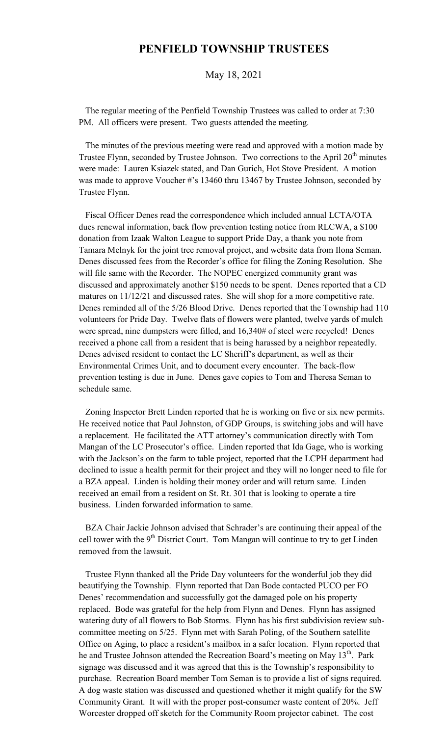# PENFIELD TOWNSHIP TRUSTEES

May 18, 2021

The regular meeting of the Penfield Township Trustees was called to order at 7:30 PM. All officers were present. Two guests attended the meeting.

The minutes of the previous meeting were read and approved with a motion made by Trustee Flynn, seconded by Trustee Johnson. Two corrections to the April 20th minutes were made: Lauren Ksiazek stated, and Dan Gurich, Hot Stove President. A motion was made to approve Voucher #'s 13460 thru 13467 by Trustee Johnson, seconded by Trustee Flynn.

Fiscal Officer Denes read the correspondence which included annual LCTA/OTA dues renewal information, back flow prevention testing notice from RLCWA, a $100 donation from Izaak Walton League to support Pride Day, a thank you note from Tamara Melnyk for the joint tree removal project, and website data from Ilona Seman. Denes discussed fees from the Recorder's office for filing the Zoning Resolution. She will file same with the Recorder. The NOPEC energized community grant was discussed and approximately another $150 needs to be spent. Denes reported that a CD matures on 11/12/21 and discussed rates. She will shop for a more competitive rate. Denes reminded all of the 5/26 Blood Drive. Denes reported that the Township had 110 volunteers for Pride Day. Twelve flats of flowers were planted, twelve yards of mulch were spread, nine dumpsters were filled, and 16,340# of steel were recycled! Denes received a phone call from a resident that is being harassed by a neighbor repeatedly. Denes advised resident to contact the LC Sheriff's department, as well as their Environmental Crimes Unit, and to document every encounter. The back-flow prevention testing is due in June. Denes gave copies to Tom and Theresa Seman to schedule same.

Zoning Inspector Brett Linden reported that he is working on five or six new permits. He received notice that Paul Johnston, of GDP Groups, is switching jobs and will have a replacement. He facilitated the ATT attorney's communication directly with Tom Mangan of the LC Prosecutor's office. Linden reported that Ida Gage, who is working with the Jackson's on the farm to table project, reported that the LCPH department had declined to issue a health permit for their project and they will no longer need to file for a BZA appeal. Linden is holding their money order and will return same. Linden received an email from a resident on St. Rt. 301 that is looking to operate a tire business. Linden forwarded information to same.

BZA Chair Jackie Johnson advised that Schrader's are continuing their appeal of the cell tower with the 9th District Court. Tom Mangan will continue to try to get Linden removed from the lawsuit.

Trustee Flynn thanked all the Pride Day volunteers for the wonderful job they did beautifying the Township. Flynn reported that Dan Bode contacted PUCO per FO Denes' recommendation and successfully got the damaged pole on his property replaced. Bode was grateful for the help from Flynn and Denes. Flynn has assigned watering duty of all flowers to Bob Storms. Flynn has his first subdivision review sub-committee meeting on 5/25. Flynn met with Sarah Poling, of the Southern satellite Office on Aging, to place a resident's mailbox in a safer location. Flynn reported that he and Trustee Johnson attended the Recreation Board's meeting on May 13th. Park signage was discussed and it was agreed that this is the Township's responsibility to purchase. Recreation Board member Tom Seman is to provide a list of signs required. A dog waste station was discussed and questioned whether it might qualify for the SW Community Grant. It will with the proper post-consumer waste content of 20%. Jeff Worcester dropped off sketch for the Community Room projector cabinet. The cost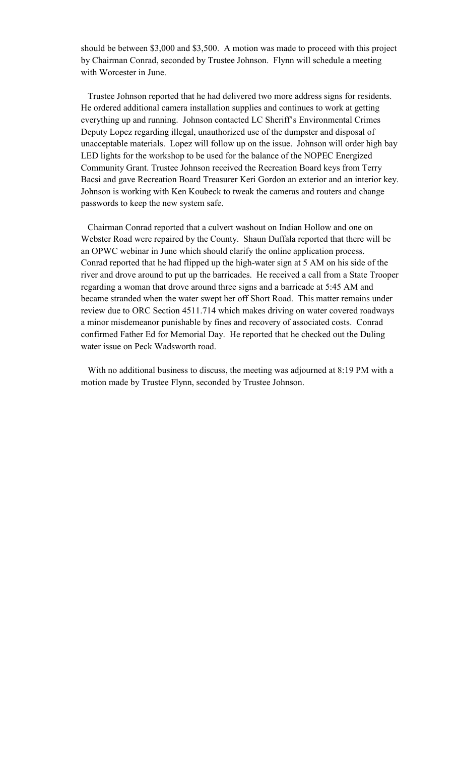should be between $3,000 and $3,500. A motion was made to proceed with this project by Chairman Conrad, seconded by Trustee Johnson. Flynn will schedule a meeting with Worcester in June.

Trustee Johnson reported that he had delivered two more address signs for residents. He ordered additional camera installation supplies and continues to work at getting everything up and running. Johnson contacted LC Sheriff's Environmental Crimes Deputy Lopez regarding illegal, unauthorized use of the dumpster and disposal of unacceptable materials. Lopez will follow up on the issue. Johnson will order high bay LED lights for the workshop to be used for the balance of the NOPEC Energized Community Grant. Trustee Johnson received the Recreation Board keys from Terry Bacsi and gave Recreation Board Treasurer Keri Gordon an exterior and an interior key. Johnson is working with Ken Koubeck to tweak the cameras and routers and change passwords to keep the new system safe.

Chairman Conrad reported that a culvert washout on Indian Hollow and one on Webster Road were repaired by the County. Shaun Duffala reported that there will be an OPWC webinar in June which should clarify the online application process. Conrad reported that he had flipped up the high-water sign at 5 AM on his side of the river and drove around to put up the barricades. He received a call from a State Trooper regarding a woman that drove around three signs and a barricade at 5:45 AM and became stranded when the water swept her off Short Road. This matter remains under review due to ORC Section 4511.714 which makes driving on water covered roadways a minor misdemeanor punishable by fines and recovery of associated costs. Conrad confirmed Father Ed for Memorial Day. He reported that he checked out the Duling water issue on Peck Wadsworth road.

With no additional business to discuss, the meeting was adjourned at 8:19 PM with a motion made by Trustee Flynn, seconded by Trustee Johnson.